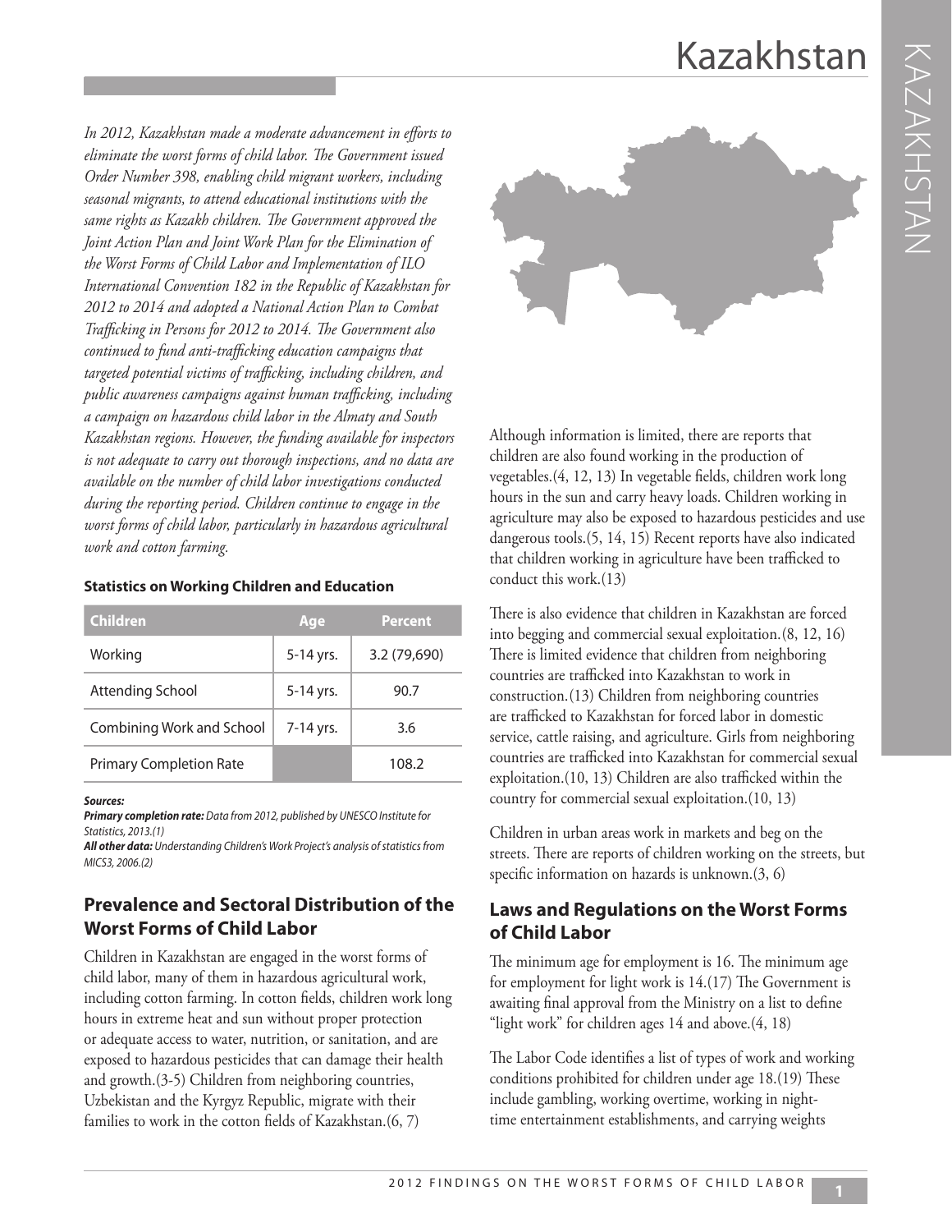# Kazakhstan

*In 2012, Kazakhstan made a moderate advancement in efforts to eliminate the worst forms of child labor. The Government issued Order Number 398, enabling child migrant workers, including seasonal migrants, to attend educational institutions with the same rights as Kazakh children. The Government approved the Joint Action Plan and Joint Work Plan for the Elimination of the Worst Forms of Child Labor and Implementation of ILO International Convention 182 in the Republic of Kazakhstan for 2012 to 2014 and adopted a National Action Plan to Combat Trafficking in Persons for 2012 to 2014. The Government also continued to fund anti-trafficking education campaigns that targeted potential victims of trafficking, including children, and public awareness campaigns against human trafficking, including a campaign on hazardous child labor in the Almaty and South Kazakhstan regions. However, the funding available for inspectors is not adequate to carry out thorough inspections, and no data are available on the number of child labor investigations conducted during the reporting period. Children continue to engage in the worst forms of child labor, particularly in hazardous agricultural work and cotton farming.*

**Statistics on Working Children and Education**

| Children | Age | Percent |
|---|---|---|
| Working | 5-14 yrs. | 3.2 (79,690) |
| Attending School | 5-14 yrs. | 90.7 |
| Combining Work and School | 7-14 yrs. | 3.6 |
| Primary Completion Rate | | 108.2 |

***Sources:***
***Primary completion rate:*** *Data from 2012, published by UNESCO Institute for Statistics, 2013.(1)*
***All other data:*** *Understanding Children's Work Project's analysis of statistics from MICS3, 2006.(2)*

## Prevalence and Sectoral Distribution of the Worst Forms of Child Labor

Children in Kazakhstan are engaged in the worst forms of child labor, many of them in hazardous agricultural work, including cotton farming. In cotton fields, children work long hours in extreme heat and sun without proper protection or adequate access to water, nutrition, or sanitation, and are exposed to hazardous pesticides that can damage their health and growth.(3-5) Children from neighboring countries, Uzbekistan and the Kyrgyz Republic, migrate with their families to work in the cotton fields of Kazakhstan.(6, 7)

Although information is limited, there are reports that children are also found working in the production of vegetables.(4, 12, 13) In vegetable fields, children work long hours in the sun and carry heavy loads. Children working in agriculture may also be exposed to hazardous pesticides and use dangerous tools.(5, 14, 15) Recent reports have also indicated that children working in agriculture have been trafficked to conduct this work.(13)

There is also evidence that children in Kazakhstan are forced into begging and commercial sexual exploitation.(8, 12, 16) There is limited evidence that children from neighboring countries are trafficked into Kazakhstan to work in construction.(13) Children from neighboring countries are trafficked to Kazakhstan for forced labor in domestic service, cattle raising, and agriculture. Girls from neighboring countries are trafficked into Kazakhstan for commercial sexual exploitation.(10, 13) Children are also trafficked within the country for commercial sexual exploitation.(10, 13)

Children in urban areas work in markets and beg on the streets. There are reports of children working on the streets, but specific information on hazards is unknown.(3, 6)

## Laws and Regulations on the Worst Forms of Child Labor

The minimum age for employment is 16. The minimum age for employment for light work is 14.(17) The Government is awaiting final approval from the Ministry on a list to define "light work" for children ages 14 and above.(4, 18)

The Labor Code identifies a list of types of work and working conditions prohibited for children under age 18.(19) These include gambling, working overtime, working in night-time entertainment establishments, and carrying weights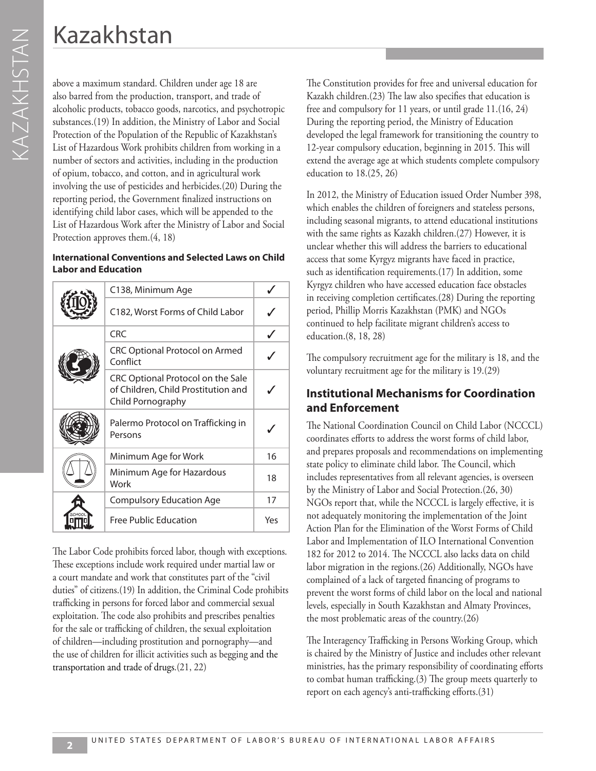above a maximum standard. Children under age 18 are also barred from the production, transport, and trade of alcoholic products, tobacco goods, narcotics, and psychotropic substances.(19) In addition, the Ministry of Labor and Social Protection of the Population of the Republic of Kazakhstan's List of Hazardous Work prohibits children from working in a number of sectors and activities, including in the production of opium, tobacco, and cotton, and in agricultural work involving the use of pesticides and herbicides.(20) During the reporting period, the Government finalized instructions on identifying child labor cases, which will be appended to the List of Hazardous Work after the Ministry of Labor and Social Protection approves them.(4, 18)

**International Conventions and Selected Laws on Child Labor and Education**

| | | |
|---|---|---|
| | C138, Minimum Age | ✓ |
| | C182, Worst Forms of Child Labor | ✓ |
| | CRC | ✓ |
| | CRC Optional Protocol on Armed Conflict | ✓ |
| | CRC Optional Protocol on the Sale of Children, Child Prostitution and Child Pornography | ✓ |
| | Palermo Protocol on Trafficking in Persons | ✓ |
| | Minimum Age for Work | 16 |
| | Minimum Age for Hazardous Work | 18 |
| | Compulsory Education Age | 17 |
| | Free Public Education | Yes |

The Labor Code prohibits forced labor, though with exceptions. These exceptions include work required under martial law or a court mandate and work that constitutes part of the "civil duties" of citizens.(19) In addition, the Criminal Code prohibits trafficking in persons for forced labor and commercial sexual exploitation. The code also prohibits and prescribes penalties for the sale or trafficking of children, the sexual exploitation of children—including prostitution and pornography—and the use of children for illicit activities such as begging and the transportation and trade of drugs.(21, 22)

The Constitution provides for free and universal education for Kazakh children.(23) The law also specifies that education is free and compulsory for 11 years, or until grade 11.(16, 24) During the reporting period, the Ministry of Education developed the legal framework for transitioning the country to 12-year compulsory education, beginning in 2015. This will extend the average age at which students complete compulsory education to 18.(25, 26)

In 2012, the Ministry of Education issued Order Number 398, which enables the children of foreigners and stateless persons, including seasonal migrants, to attend educational institutions with the same rights as Kazakh children.(27) However, it is unclear whether this will address the barriers to educational access that some Kyrgyz migrants have faced in practice, such as identification requirements.(17) In addition, some Kyrgyz children who have accessed education face obstacles in receiving completion certificates.(28) During the reporting period, Phillip Morris Kazakhstan (PMK) and NGOs continued to help facilitate migrant children's access to education.(8, 18, 28)

The compulsory recruitment age for the military is 18, and the voluntary recruitment age for the military is 19.(29)

## Institutional Mechanisms for Coordination and Enforcement

The National Coordination Council on Child Labor (NCCCL) coordinates efforts to address the worst forms of child labor, and prepares proposals and recommendations on implementing state policy to eliminate child labor. The Council, which includes representatives from all relevant agencies, is overseen by the Ministry of Labor and Social Protection.(26, 30) NGOs report that, while the NCCCL is largely effective, it is not adequately monitoring the implementation of the Joint Action Plan for the Elimination of the Worst Forms of Child Labor and Implementation of ILO International Convention 182 for 2012 to 2014. The NCCCL also lacks data on child labor migration in the regions.(26) Additionally, NGOs have complained of a lack of targeted financing of programs to prevent the worst forms of child labor on the local and national levels, especially in South Kazakhstan and Almaty Provinces, the most problematic areas of the country.(26)

The Interagency Trafficking in Persons Working Group, which is chaired by the Ministry of Justice and includes other relevant ministries, has the primary responsibility of coordinating efforts to combat human trafficking.(3) The group meets quarterly to report on each agency's anti-trafficking efforts.(31)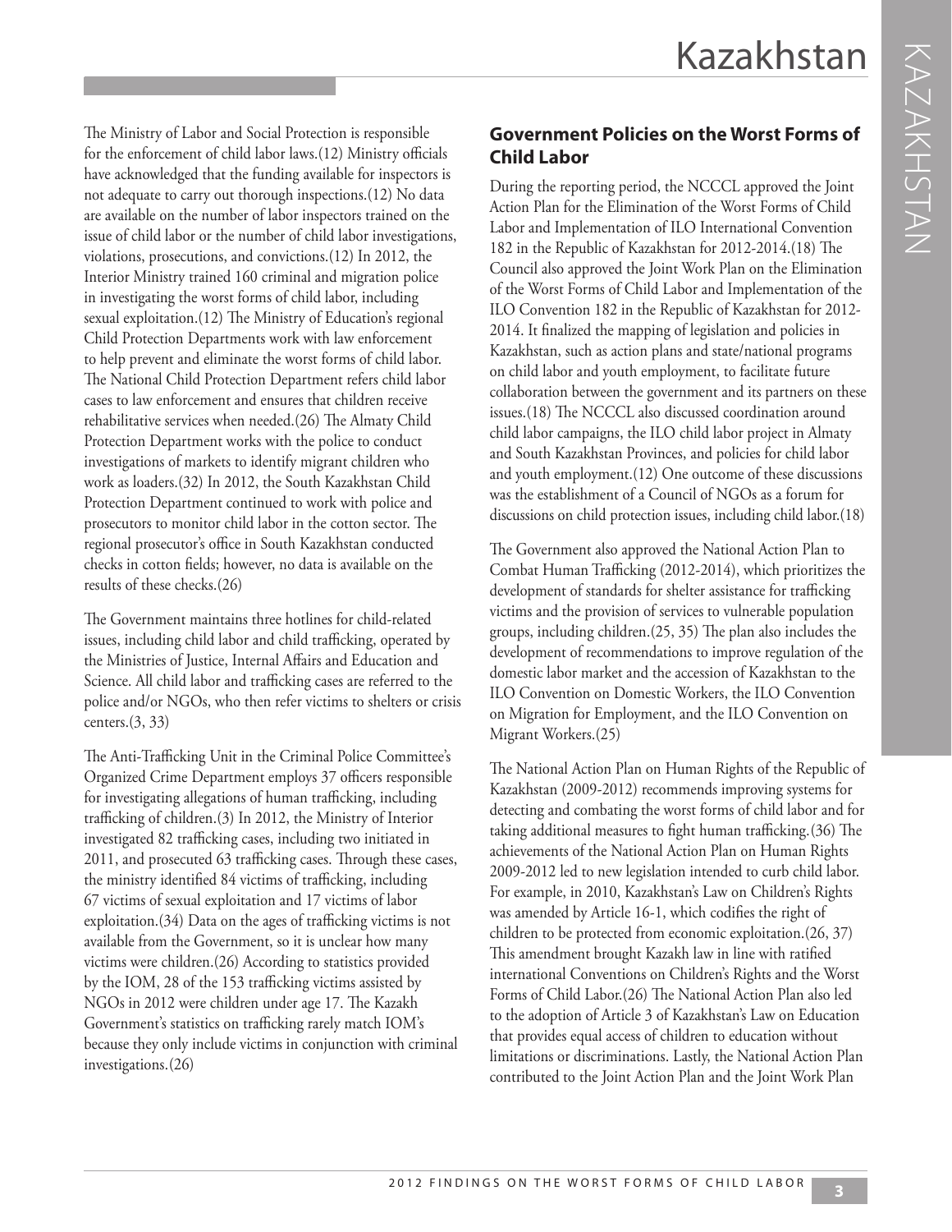The Ministry of Labor and Social Protection is responsible for the enforcement of child labor laws.(12) Ministry officials have acknowledged that the funding available for inspectors is not adequate to carry out thorough inspections.(12) No data are available on the number of labor inspectors trained on the issue of child labor or the number of child labor investigations, violations, prosecutions, and convictions.(12) In 2012, the Interior Ministry trained 160 criminal and migration police in investigating the worst forms of child labor, including sexual exploitation.(12) The Ministry of Education's regional Child Protection Departments work with law enforcement to help prevent and eliminate the worst forms of child labor. The National Child Protection Department refers child labor cases to law enforcement and ensures that children receive rehabilitative services when needed.(26) The Almaty Child Protection Department works with the police to conduct investigations of markets to identify migrant children who work as loaders.(32) In 2012, the South Kazakhstan Child Protection Department continued to work with police and prosecutors to monitor child labor in the cotton sector. The regional prosecutor's office in South Kazakhstan conducted checks in cotton fields; however, no data is available on the results of these checks.(26)

The Government maintains three hotlines for child-related issues, including child labor and child trafficking, operated by the Ministries of Justice, Internal Affairs and Education and Science. All child labor and trafficking cases are referred to the police and/or NGOs, who then refer victims to shelters or crisis centers.(3, 33)

The Anti-Trafficking Unit in the Criminal Police Committee's Organized Crime Department employs 37 officers responsible for investigating allegations of human trafficking, including trafficking of children.(3) In 2012, the Ministry of Interior investigated 82 trafficking cases, including two initiated in 2011, and prosecuted 63 trafficking cases. Through these cases, the ministry identified 84 victims of trafficking, including 67 victims of sexual exploitation and 17 victims of labor exploitation.(34) Data on the ages of trafficking victims is not available from the Government, so it is unclear how many victims were children.(26) According to statistics provided by the IOM, 28 of the 153 trafficking victims assisted by NGOs in 2012 were children under age 17. The Kazakh Government's statistics on trafficking rarely match IOM's because they only include victims in conjunction with criminal investigations.(26)

## Government Policies on the Worst Forms of Child Labor

During the reporting period, the NCCCL approved the Joint Action Plan for the Elimination of the Worst Forms of Child Labor and Implementation of ILO International Convention 182 in the Republic of Kazakhstan for 2012-2014.(18) The Council also approved the Joint Work Plan on the Elimination of the Worst Forms of Child Labor and Implementation of the ILO Convention 182 in the Republic of Kazakhstan for 2012-2014. It finalized the mapping of legislation and policies in Kazakhstan, such as action plans and state/national programs on child labor and youth employment, to facilitate future collaboration between the government and its partners on these issues.(18) The NCCCL also discussed coordination around child labor campaigns, the ILO child labor project in Almaty and South Kazakhstan Provinces, and policies for child labor and youth employment.(12) One outcome of these discussions was the establishment of a Council of NGOs as a forum for discussions on child protection issues, including child labor.(18)

The Government also approved the National Action Plan to Combat Human Trafficking (2012-2014), which prioritizes the development of standards for shelter assistance for trafficking victims and the provision of services to vulnerable population groups, including children.(25, 35) The plan also includes the development of recommendations to improve regulation of the domestic labor market and the accession of Kazakhstan to the ILO Convention on Domestic Workers, the ILO Convention on Migration for Employment, and the ILO Convention on Migrant Workers.(25)

The National Action Plan on Human Rights of the Republic of Kazakhstan (2009-2012) recommends improving systems for detecting and combating the worst forms of child labor and for taking additional measures to fight human trafficking.(36) The achievements of the National Action Plan on Human Rights 2009-2012 led to new legislation intended to curb child labor. For example, in 2010, Kazakhstan's Law on Children's Rights was amended by Article 16-1, which codifies the right of children to be protected from economic exploitation.(26, 37) This amendment brought Kazakh law in line with ratified international Conventions on Children's Rights and the Worst Forms of Child Labor.(26) The National Action Plan also led to the adoption of Article 3 of Kazakhstan's Law on Education that provides equal access of children to education without limitations or discriminations. Lastly, the National Action Plan contributed to the Joint Action Plan and the Joint Work Plan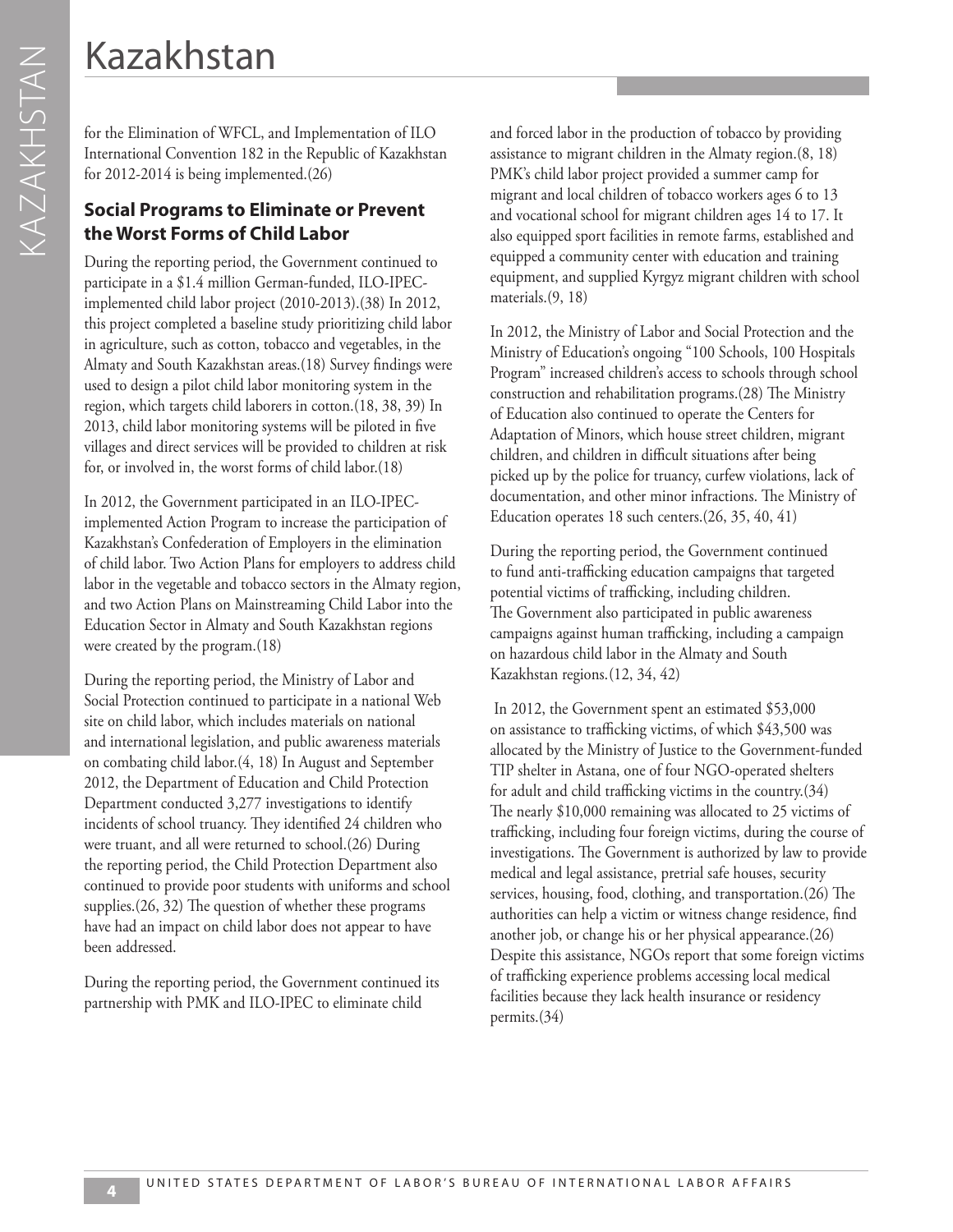for the Elimination of WFCL, and Implementation of ILO International Convention 182 in the Republic of Kazakhstan for 2012-2014 is being implemented.(26)

## Social Programs to Eliminate or Prevent the Worst Forms of Child Labor

During the reporting period, the Government continued to participate in a $1.4 million German-funded, ILO-IPEC-implemented child labor project (2010-2013).(38) In 2012, this project completed a baseline study prioritizing child labor in agriculture, such as cotton, tobacco and vegetables, in the Almaty and South Kazakhstan areas.(18) Survey findings were used to design a pilot child labor monitoring system in the region, which targets child laborers in cotton.(18, 38, 39) In 2013, child labor monitoring systems will be piloted in five villages and direct services will be provided to children at risk for, or involved in, the worst forms of child labor.(18)

In 2012, the Government participated in an ILO-IPEC-implemented Action Program to increase the participation of Kazakhstan's Confederation of Employers in the elimination of child labor. Two Action Plans for employers to address child labor in the vegetable and tobacco sectors in the Almaty region, and two Action Plans on Mainstreaming Child Labor into the Education Sector in Almaty and South Kazakhstan regions were created by the program.(18)

During the reporting period, the Ministry of Labor and Social Protection continued to participate in a national Web site on child labor, which includes materials on national and international legislation, and public awareness materials on combating child labor.(4, 18) In August and September 2012, the Department of Education and Child Protection Department conducted 3,277 investigations to identify incidents of school truancy. They identified 24 children who were truant, and all were returned to school.(26) During the reporting period, the Child Protection Department also continued to provide poor students with uniforms and school supplies.(26, 32) The question of whether these programs have had an impact on child labor does not appear to have been addressed.

During the reporting period, the Government continued its partnership with PMK and ILO-IPEC to eliminate child and forced labor in the production of tobacco by providing assistance to migrant children in the Almaty region.(8, 18) PMK's child labor project provided a summer camp for migrant and local children of tobacco workers ages 6 to 13 and vocational school for migrant children ages 14 to 17. It also equipped sport facilities in remote farms, established and equipped a community center with education and training equipment, and supplied Kyrgyz migrant children with school materials.(9, 18)

In 2012, the Ministry of Labor and Social Protection and the Ministry of Education's ongoing "100 Schools, 100 Hospitals Program" increased children's access to schools through school construction and rehabilitation programs.(28) The Ministry of Education also continued to operate the Centers for Adaptation of Minors, which house street children, migrant children, and children in difficult situations after being picked up by the police for truancy, curfew violations, lack of documentation, and other minor infractions. The Ministry of Education operates 18 such centers.(26, 35, 40, 41)

During the reporting period, the Government continued to fund anti-trafficking education campaigns that targeted potential victims of trafficking, including children. The Government also participated in public awareness campaigns against human trafficking, including a campaign on hazardous child labor in the Almaty and South Kazakhstan regions.(12, 34, 42)

In 2012, the Government spent an estimated $53,000 on assistance to trafficking victims, of which $43,500 was allocated by the Ministry of Justice to the Government-funded TIP shelter in Astana, one of four NGO-operated shelters for adult and child trafficking victims in the country.(34) The nearly $10,000 remaining was allocated to 25 victims of trafficking, including four foreign victims, during the course of investigations. The Government is authorized by law to provide medical and legal assistance, pretrial safe houses, security services, housing, food, clothing, and transportation.(26) The authorities can help a victim or witness change residence, find another job, or change his or her physical appearance.(26) Despite this assistance, NGOs report that some foreign victims of trafficking experience problems accessing local medical facilities because they lack health insurance or residency permits.(34)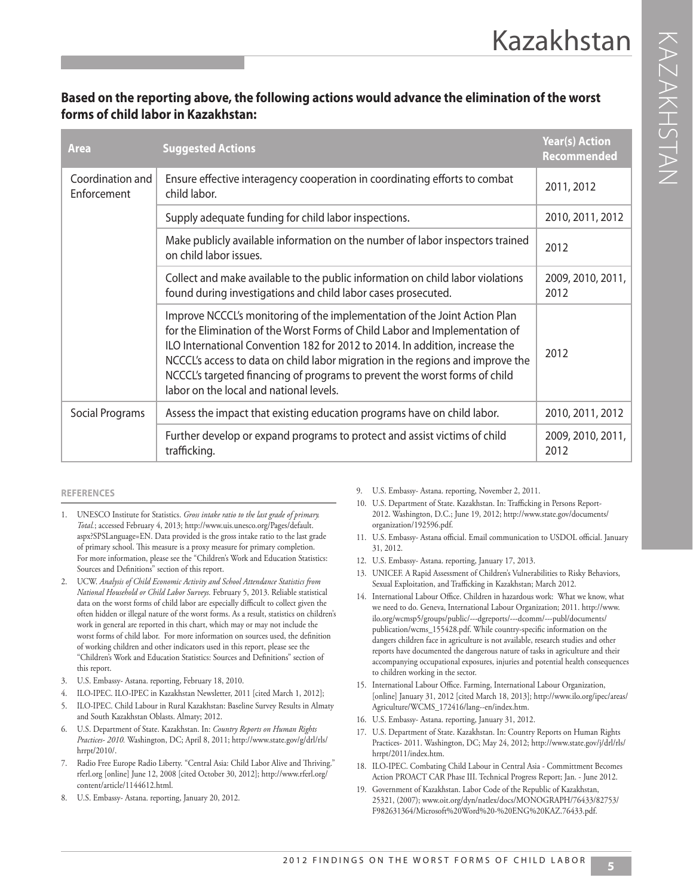# Kazakhstan

**Based on the reporting above, the following actions would advance the elimination of the worst forms of child labor in Kazakhstan:**

| Area | Suggested Actions | Year(s) Action Recommended |
|---|---|---|
| Coordination and Enforcement | Ensure effective interagency cooperation in coordinating efforts to combat child labor. | 2011, 2012 |
| | Supply adequate funding for child labor inspections. | 2010, 2011, 2012 |
| | Make publicly available information on the number of labor inspectors trained on child labor issues. | 2012 |
| | Collect and make available to the public information on child labor violations found during investigations and child labor cases prosecuted. | 2009, 2010, 2011, 2012 |
| | Improve NCCCL's monitoring of the implementation of the Joint Action Plan for the Elimination of the Worst Forms of Child Labor and Implementation of ILO International Convention 182 for 2012 to 2014. In addition, increase the NCCCL's access to data on child labor migration in the regions and improve the NCCCL's targeted financing of programs to prevent the worst forms of child labor on the local and national levels. | 2012 |
| Social Programs | Assess the impact that existing education programs have on child labor. | 2010, 2011, 2012 |
| | Further develop or expand programs to protect and assist victims of child trafficking. | 2009, 2010, 2011, 2012 |

## REFERENCES

1. UNESCO Institute for Statistics. *Gross intake ratio to the last grade of primary. Total.*; accessed February 4, 2013; http://www.uis.unesco.org/Pages/default.aspx?SPSLanguage=EN. Data provided is the gross intake ratio to the last grade of primary school. This measure is a proxy measure for primary completion. For more information, please see the "Children's Work and Education Statistics: Sources and Definitions" section of this report.
2. UCW. *Analysis of Child Economic Activity and School Attendance Statistics from National Household or Child Labor Surveys.* February 5, 2013. Reliable statistical data on the worst forms of child labor are especially difficult to collect given the often hidden or illegal nature of the worst forms. As a result, statistics on children's work in general are reported in this chart, which may or may not include the worst forms of child labor. For more information on sources used, the definition of working children and other indicators used in this report, please see the "Children's Work and Education Statistics: Sources and Definitions" section of this report.
3. U.S. Embassy- Astana. reporting, February 18, 2010.
4. ILO-IPEC. ILO-IPEC in Kazakhstan Newsletter, 2011 [cited March 1, 2012];
5. ILO-IPEC. Child Labour in Rural Kazakhstan: Baseline Survey Results in Almaty and South Kazakhstan Oblasts. Almaty; 2012.
6. U.S. Department of State. Kazakhstan. In: *Country Reports on Human Rights Practices- 2010.* Washington, DC; April 8, 2011; http://www.state.gov/g/drl/rls/hrrpt/2010/.
7. Radio Free Europe Radio Liberty. "Central Asia: Child Labor Alive and Thriving." rferl.org [online] June 12, 2008 [cited October 30, 2012]; http://www.rferl.org/content/article/1144612.html.
8. U.S. Embassy- Astana. reporting, January 20, 2012.
9. U.S. Embassy- Astana. reporting, November 2, 2011.
10. U.S. Department of State. Kazakhstan. In: Trafficking in Persons Report- 2012. Washington, D.C.; June 19, 2012; http://www.state.gov/documents/organization/192596.pdf.
11. U.S. Embassy- Astana official. Email communication to USDOL official. January 31, 2012.
12. U.S. Embassy- Astana. reporting, January 17, 2013.
13. UNICEF. A Rapid Assessment of Children's Vulnerabilities to Risky Behaviors, Sexual Exploitation, and Trafficking in Kazakhstan; March 2012.
14. International Labour Office. Children in hazardous work: What we know, what we need to do. Geneva, International Labour Organization; 2011. http://www.ilo.org/wcmsp5/groups/public/---dgreports/---dcomm/---publ/documents/publication/wcms_155428.pdf. While country-specific information on the dangers children face in agriculture is not available, research studies and other reports have documented the dangerous nature of tasks in agriculture and their accompanying occupational exposures, injuries and potential health consequences to children working in the sector.
15. International Labour Office. Farming, International Labour Organization, [online] January 31, 2012 [cited March 18, 2013]; http://www.ilo.org/ipec/areas/Agriculture/WCMS_172416/lang--en/index.htm.
16. U.S. Embassy- Astana. reporting, January 31, 2012.
17. U.S. Department of State. Kazakhstan. In: Country Reports on Human Rights Practices- 2011. Washington, DC; May 24, 2012; http://www.state.gov/j/drl/rls/hrrpt/2011/index.htm.
18. ILO-IPEC. Combating Child Labour in Central Asia - Committment Becomes Action PROACT CAR Phase III. Technical Progress Report; Jan. - June 2012.
19. Government of Kazakhstan. Labor Code of the Republic of Kazakhstan, 25321, (2007); www.oit.org/dyn/natlex/docs/MONOGRAPH/76433/82753/F982631364/Microsoft%20Word%20-%20ENG%20KAZ.76433.pdf.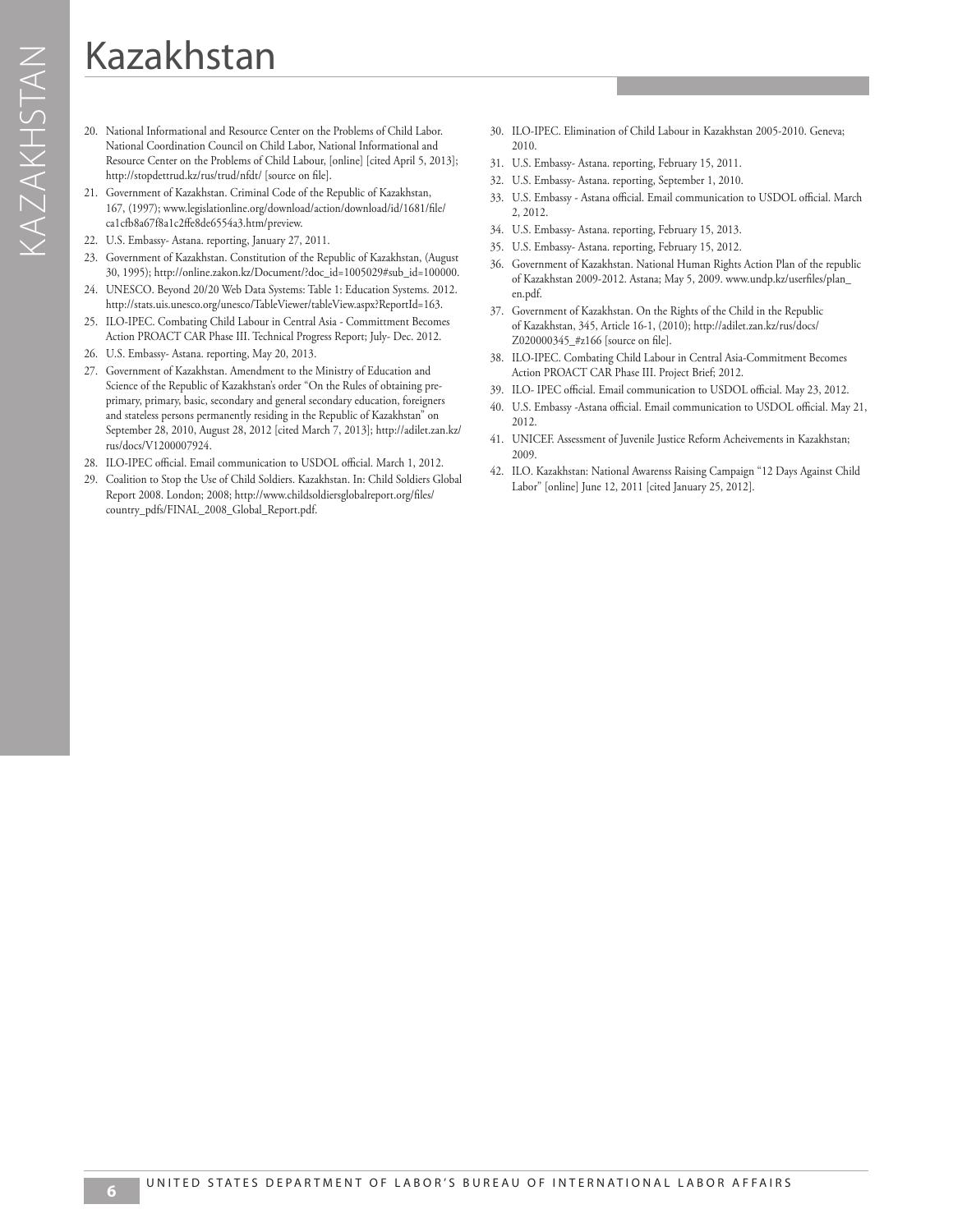# Kazakhstan

20. National Informational and Resource Center on the Problems of Child Labor. National Coordination Council on Child Labor, National Informational and Resource Center on the Problems of Child Labour, [online] [cited April 5, 2013]; http://stopdettrud.kz/rus/trud/nfdt/ [source on file].
21. Government of Kazakhstan. Criminal Code of the Republic of Kazakhstan, 167, (1997); www.legislationline.org/download/action/download/id/1681/file/ca1cfb8a67f8a1c2ffe8de6554a3.htm/preview.
22. U.S. Embassy- Astana. reporting, January 27, 2011.
23. Government of Kazakhstan. Constitution of the Republic of Kazakhstan, (August 30, 1995); http://online.zakon.kz/Document/?doc_id=1005029#sub_id=100000.
24. UNESCO. Beyond 20/20 Web Data Systems: Table 1: Education Systems. 2012. http://stats.uis.unesco.org/unesco/TableViewer/tableView.aspx?ReportId=163.
25. ILO-IPEC. Combating Child Labour in Central Asia - Committment Becomes Action PROACT CAR Phase III. Technical Progress Report; July- Dec. 2012.
26. U.S. Embassy- Astana. reporting, May 20, 2013.
27. Government of Kazakhstan. Amendment to the Ministry of Education and Science of the Republic of Kazakhstan's order "On the Rules of obtaining pre-primary, primary, basic, secondary and general secondary education, foreigners and stateless persons permanently residing in the Republic of Kazakhstan" on September 28, 2010, August 28, 2012 [cited March 7, 2013]; http://adilet.zan.kz/rus/docs/V1200007924.
28. ILO-IPEC official. Email communication to USDOL official. March 1, 2012.
29. Coalition to Stop the Use of Child Soldiers. Kazakhstan. In: Child Soldiers Global Report 2008. London; 2008; http://www.childsoldiersglobalreport.org/files/country_pdfs/FINAL_2008_Global_Report.pdf.
30. ILO-IPEC. Elimination of Child Labour in Kazakhstan 2005-2010. Geneva; 2010.
31. U.S. Embassy- Astana. reporting, February 15, 2011.
32. U.S. Embassy- Astana. reporting, September 1, 2010.
33. U.S. Embassy - Astana official. Email communication to USDOL official. March 2, 2012.
34. U.S. Embassy- Astana. reporting, February 15, 2013.
35. U.S. Embassy- Astana. reporting, February 15, 2012.
36. Government of Kazakhstan. National Human Rights Action Plan of the republic of Kazakhstan 2009-2012. Astana; May 5, 2009. www.undp.kz/userfiles/plan_en.pdf.
37. Government of Kazakhstan. On the Rights of the Child in the Republic of Kazakhstan, 345, Article 16-1, (2010); http://adilet.zan.kz/rus/docs/Z020000345_#z166 [source on file].
38. ILO-IPEC. Combating Child Labour in Central Asia-Commitment Becomes Action PROACT CAR Phase III. Project Brief; 2012.
39. ILO- IPEC official. Email communication to USDOL official. May 23, 2012.
40. U.S. Embassy -Astana official. Email communication to USDOL official. May 21, 2012.
41. UNICEF. Assessment of Juvenile Justice Reform Acheivements in Kazakhstan; 2009.
42. ILO. Kazakhstan: National Awarenss Raising Campaign "12 Days Against Child Labor" [online] June 12, 2011 [cited January 25, 2012].